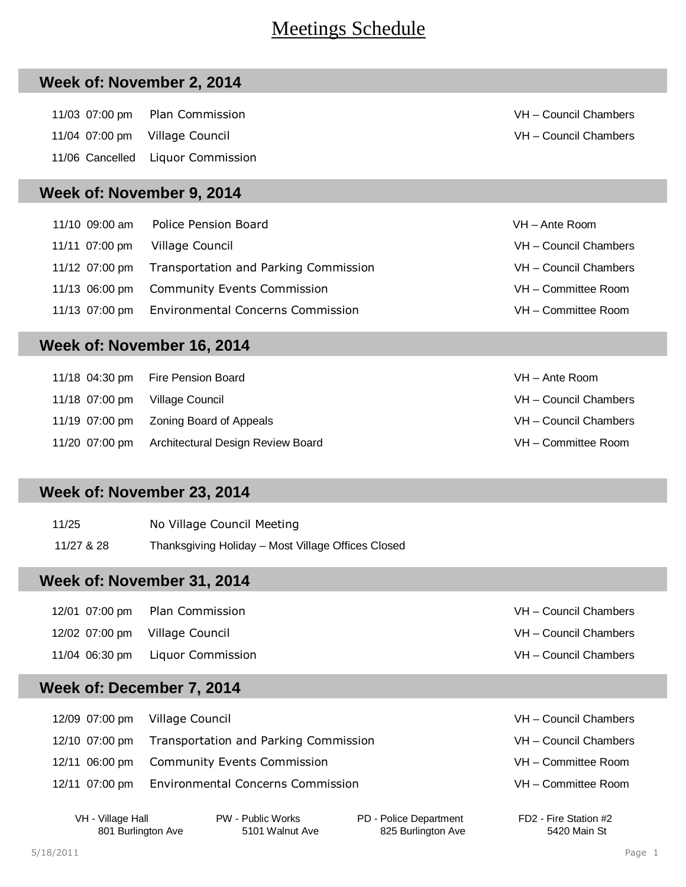# Meetings Schedule

## Week of: November 2, 2014

| | | |
|---|---|---|
| 11/03 07:00 pm | Plan Commission | VH – Council Chambers |
| 11/04 07:00 pm | Village Council | VH – Council Chambers |
| 11/06 Cancelled | Liquor Commission | |

## Week of: November 9, 2014

| | | |
|---|---|---|
| 11/10 09:00 am | Police Pension Board | VH – Ante Room |
| 11/11 07:00 pm | Village Council | VH – Council Chambers |
| 11/12 07:00 pm | Transportation and Parking Commission | VH – Council Chambers |
| 11/13 06:00 pm | Community Events Commission | VH – Committee Room |
| 11/13 07:00 pm | Environmental Concerns Commission | VH – Committee Room |

## Week of: November 16, 2014

| | | |
|---|---|---|
| 11/18 04:30 pm | Fire Pension Board | VH – Ante Room |
| 11/18 07:00 pm | Village Council | VH – Council Chambers |
| 11/19 07:00 pm | Zoning Board of Appeals | VH – Council Chambers |
| 11/20 07:00 pm | Architectural Design Review Board | VH – Committee Room |

## Week of: November 23, 2014

| | |
|---|---|
| 11/25 | No Village Council Meeting |
| 11/27 & 28 | Thanksgiving Holiday – Most Village Offices Closed |

## Week of: November 31, 2014

| | | |
|---|---|---|
| 12/01 07:00 pm | Plan Commission | VH – Council Chambers |
| 12/02 07:00 pm | Village Council | VH – Council Chambers |
| 11/04 06:30 pm | Liquor Commission | VH – Council Chambers |

## Week of: December 7, 2014

| | | |
|---|---|---|
| 12/09 07:00 pm | Village Council | VH – Council Chambers |
| 12/10 07:00 pm | Transportation and Parking Commission | VH – Council Chambers |
| 12/11 06:00 pm | Community Events Commission | VH – Committee Room |
| 12/11 07:00 pm | Environmental Concerns Commission | VH – Committee Room |

| VH - Village Hall | PW - Public Works | PD - Police Department | FD2 - Fire Station #2 |
|---|---|---|---|
| 801 Burlington Ave | 5101 Walnut Ave | 825 Burlington Ave | 5420 Main St |

5/18/2011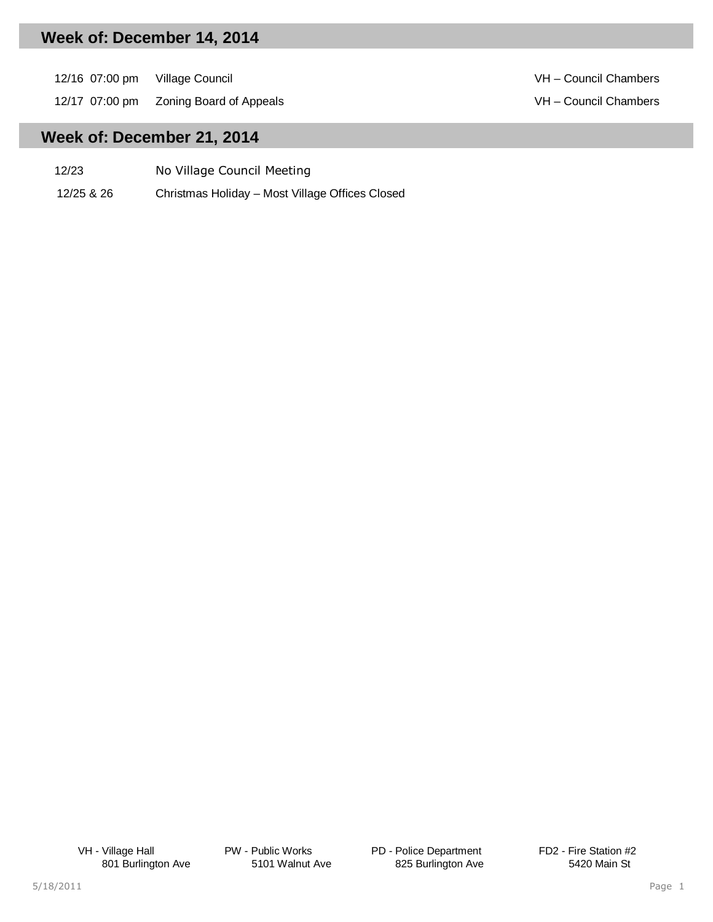## Week of: December 14, 2014

| | | |
|---|---|---|
| 12/16 07:00 pm | Village Council | VH – Council Chambers |
| 12/17 07:00 pm | Zoning Board of Appeals | VH – Council Chambers |

## Week of: December 21, 2014

| | |
|---|---|
| 12/23 | No Village Council Meeting |
| 12/25 & 26 | Christmas Holiday – Most Village Offices Closed |

| | | | |
|---|---|---|---|
| VH - Village Hall | PW - Public Works | PD - Police Department | FD2 - Fire Station #2 |
| 801 Burlington Ave | 5101 Walnut Ave | 825 Burlington Ave | 5420 Main St |

5/18/2011